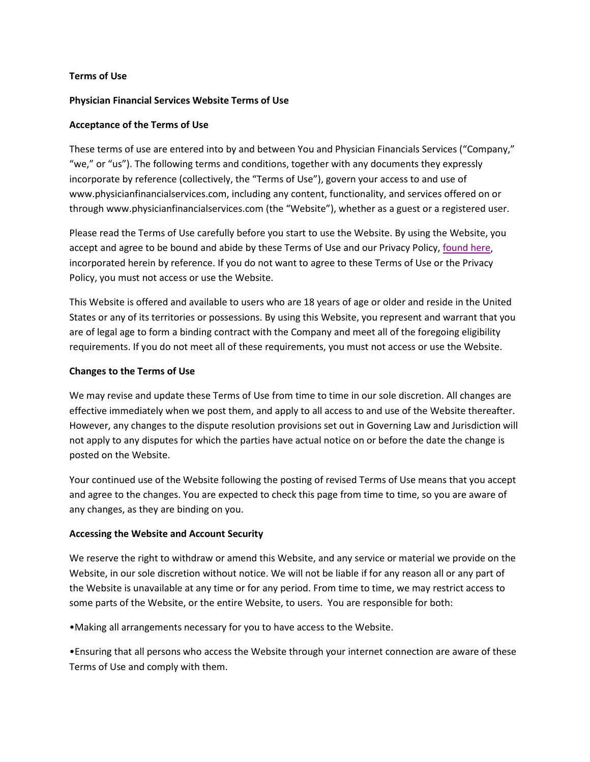# Terms of Use

## Physician Financial Services Website Terms of Use

### Acceptance of the Terms of Use

These terms of use are entered into by and between You and Physician Financials Services ("Company," "we," or "us"). The following terms and conditions, together with any documents they expressly incorporate by reference (collectively, the "Terms of Use"), govern your access to and use of www.physicianfinancialservices.com, including any content, functionality, and services offered on or through www.physicianfinancialservices.com (the "Website"), whether as a guest or a registered user.

Please read the Terms of Use carefully before you start to use the Website. By using the Website, you accept and agree to be bound and abide by these Terms of Use and our Privacy Policy, found here, incorporated herein by reference. If you do not want to agree to these Terms of Use or the Privacy Policy, you must not access or use the Website.

This Website is offered and available to users who are 18 years of age or older and reside in the United States or any of its territories or possessions. By using this Website, you represent and warrant that you are of legal age to form a binding contract with the Company and meet all of the foregoing eligibility requirements. If you do not meet all of these requirements, you must not access or use the Website.

### Changes to the Terms of Use

We may revise and update these Terms of Use from time to time in our sole discretion. All changes are effective immediately when we post them, and apply to all access to and use of the Website thereafter. However, any changes to the dispute resolution provisions set out in Governing Law and Jurisdiction will not apply to any disputes for which the parties have actual notice on or before the date the change is posted on the Website.

Your continued use of the Website following the posting of revised Terms of Use means that you accept and agree to the changes. You are expected to check this page from time to time, so you are aware of any changes, as they are binding on you.

### Accessing the Website and Account Security

We reserve the right to withdraw or amend this Website, and any service or material we provide on the Website, in our sole discretion without notice. We will not be liable if for any reason all or any part of the Website is unavailable at any time or for any period. From time to time, we may restrict access to some parts of the Website, or the entire Website, to users. You are responsible for both:

- Making all arrangements necessary for you to have access to the Website.
- Ensuring that all persons who access the Website through your internet connection are aware of these Terms of Use and comply with them.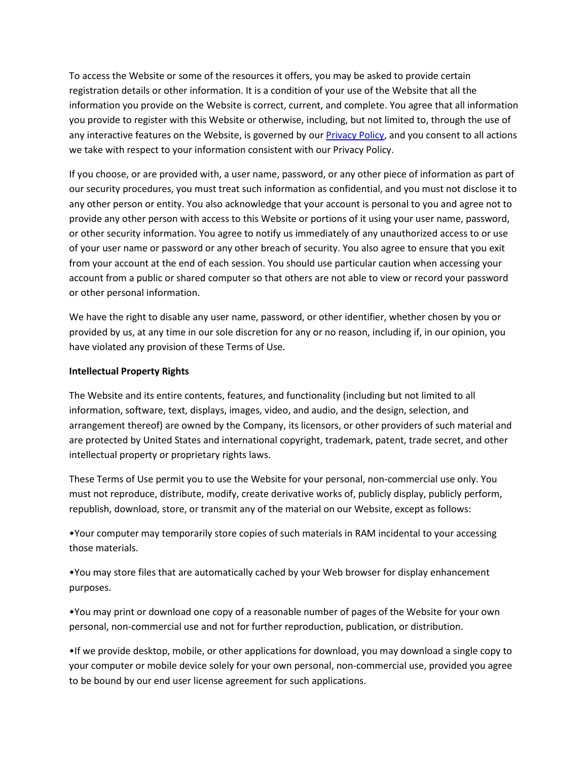To access the Website or some of the resources it offers, you may be asked to provide certain registration details or other information. It is a condition of your use of the Website that all the information you provide on the Website is correct, current, and complete. You agree that all information you provide to register with this Website or otherwise, including, but not limited to, through the use of any interactive features on the Website, is governed by our [Privacy Policy](), and you consent to all actions we take with respect to your information consistent with our Privacy Policy.

If you choose, or are provided with, a user name, password, or any other piece of information as part of our security procedures, you must treat such information as confidential, and you must not disclose it to any other person or entity. You also acknowledge that your account is personal to you and agree not to provide any other person with access to this Website or portions of it using your user name, password, or other security information. You agree to notify us immediately of any unauthorized access to or use of your user name or password or any other breach of security. You also agree to ensure that you exit from your account at the end of each session. You should use particular caution when accessing your account from a public or shared computer so that others are not able to view or record your password or other personal information.

We have the right to disable any user name, password, or other identifier, whether chosen by you or provided by us, at any time in our sole discretion for any or no reason, including if, in our opinion, you have violated any provision of these Terms of Use.

**Intellectual Property Rights**

The Website and its entire contents, features, and functionality (including but not limited to all information, software, text, displays, images, video, and audio, and the design, selection, and arrangement thereof) are owned by the Company, its licensors, or other providers of such material and are protected by United States and international copyright, trademark, patent, trade secret, and other intellectual property or proprietary rights laws.

These Terms of Use permit you to use the Website for your personal, non-commercial use only. You must not reproduce, distribute, modify, create derivative works of, publicly display, publicly perform, republish, download, store, or transmit any of the material on our Website, except as follows:

- Your computer may temporarily store copies of such materials in RAM incidental to your accessing those materials.
- You may store files that are automatically cached by your Web browser for display enhancement purposes.
- You may print or download one copy of a reasonable number of pages of the Website for your own personal, non-commercial use and not for further reproduction, publication, or distribution.
- If we provide desktop, mobile, or other applications for download, you may download a single copy to your computer or mobile device solely for your own personal, non-commercial use, provided you agree to be bound by our end user license agreement for such applications.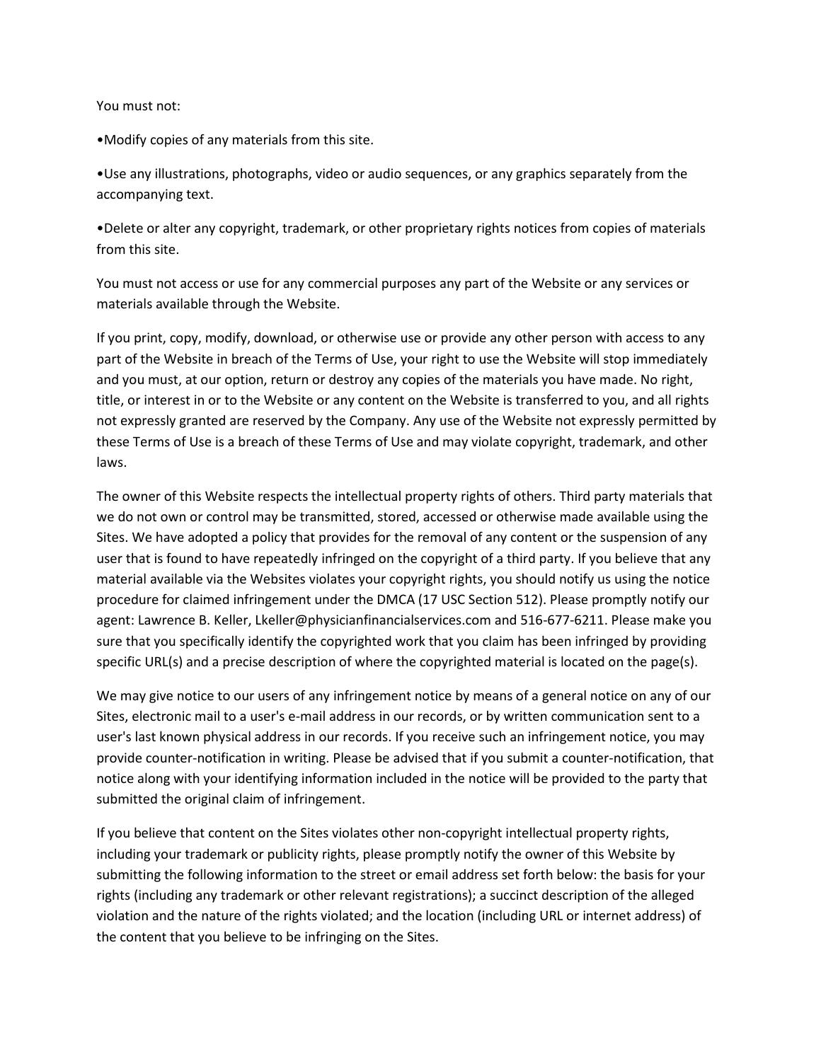You must not:

•Modify copies of any materials from this site.

•Use any illustrations, photographs, video or audio sequences, or any graphics separately from the accompanying text.

•Delete or alter any copyright, trademark, or other proprietary rights notices from copies of materials from this site.

You must not access or use for any commercial purposes any part of the Website or any services or materials available through the Website.

If you print, copy, modify, download, or otherwise use or provide any other person with access to any part of the Website in breach of the Terms of Use, your right to use the Website will stop immediately and you must, at our option, return or destroy any copies of the materials you have made. No right, title, or interest in or to the Website or any content on the Website is transferred to you, and all rights not expressly granted are reserved by the Company. Any use of the Website not expressly permitted by these Terms of Use is a breach of these Terms of Use and may violate copyright, trademark, and other laws.

The owner of this Website respects the intellectual property rights of others. Third party materials that we do not own or control may be transmitted, stored, accessed or otherwise made available using the Sites. We have adopted a policy that provides for the removal of any content or the suspension of any user that is found to have repeatedly infringed on the copyright of a third party. If you believe that any material available via the Websites violates your copyright rights, you should notify us using the notice procedure for claimed infringement under the DMCA (17 USC Section 512). Please promptly notify our agent: Lawrence B. Keller, Lkeller@physicianfinancialservices.com and 516-677-6211. Please make you sure that you specifically identify the copyrighted work that you claim has been infringed by providing specific URL(s) and a precise description of where the copyrighted material is located on the page(s).

We may give notice to our users of any infringement notice by means of a general notice on any of our Sites, electronic mail to a user's e-mail address in our records, or by written communication sent to a user's last known physical address in our records. If you receive such an infringement notice, you may provide counter-notification in writing. Please be advised that if you submit a counter-notification, that notice along with your identifying information included in the notice will be provided to the party that submitted the original claim of infringement.

If you believe that content on the Sites violates other non-copyright intellectual property rights, including your trademark or publicity rights, please promptly notify the owner of this Website by submitting the following information to the street or email address set forth below: the basis for your rights (including any trademark or other relevant registrations); a succinct description of the alleged violation and the nature of the rights violated; and the location (including URL or internet address) of the content that you believe to be infringing on the Sites.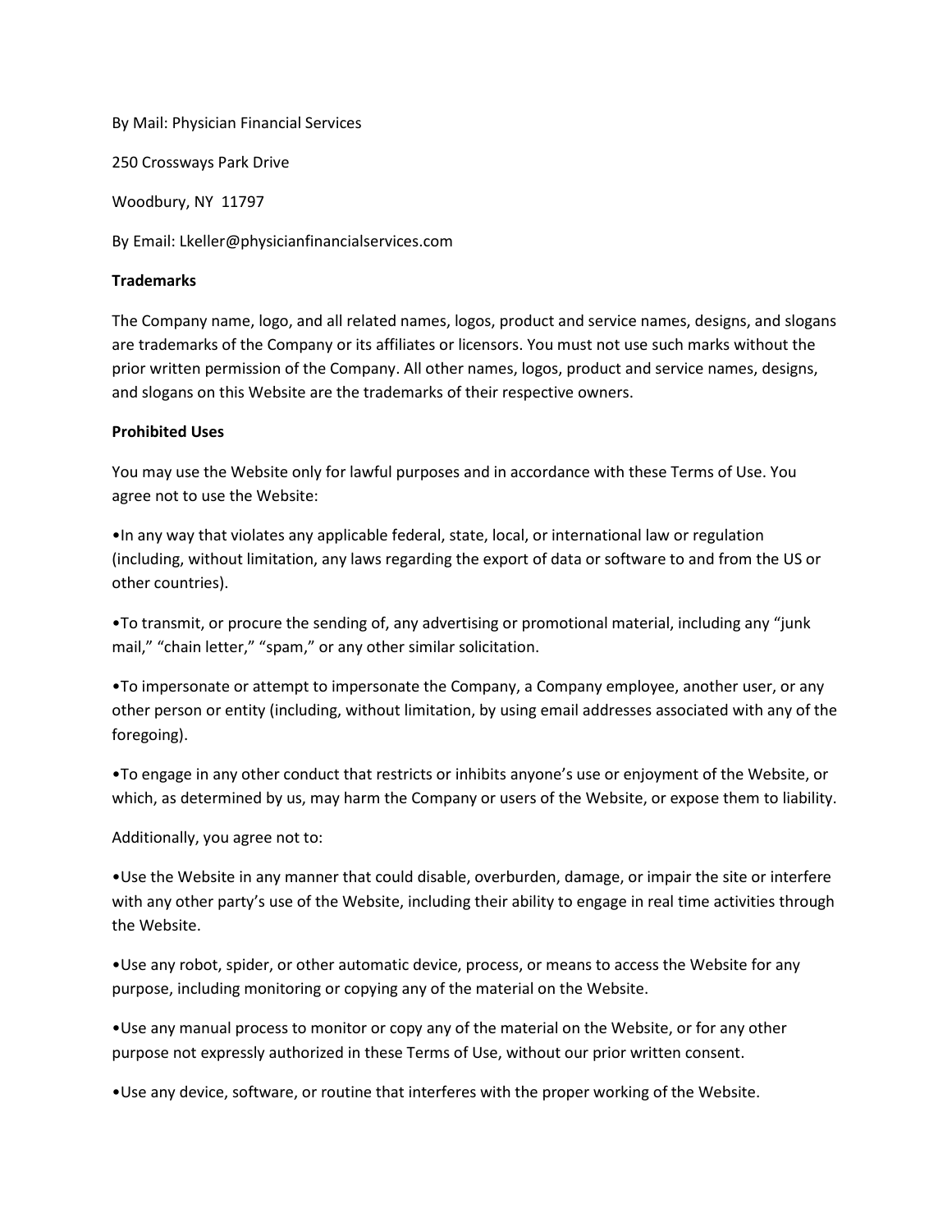By Mail: Physician Financial Services

250 Crossways Park Drive

Woodbury, NY 11797

By Email: Lkeller@physicianfinancialservices.com

**Trademarks**

The Company name, logo, and all related names, logos, product and service names, designs, and slogans are trademarks of the Company or its affiliates or licensors. You must not use such marks without the prior written permission of the Company. All other names, logos, product and service names, designs, and slogans on this Website are the trademarks of their respective owners.

**Prohibited Uses**

You may use the Website only for lawful purposes and in accordance with these Terms of Use. You agree not to use the Website:

•In any way that violates any applicable federal, state, local, or international law or regulation (including, without limitation, any laws regarding the export of data or software to and from the US or other countries).

•To transmit, or procure the sending of, any advertising or promotional material, including any "junk mail," "chain letter," "spam," or any other similar solicitation.

•To impersonate or attempt to impersonate the Company, a Company employee, another user, or any other person or entity (including, without limitation, by using email addresses associated with any of the foregoing).

•To engage in any other conduct that restricts or inhibits anyone's use or enjoyment of the Website, or which, as determined by us, may harm the Company or users of the Website, or expose them to liability.

Additionally, you agree not to:

•Use the Website in any manner that could disable, overburden, damage, or impair the site or interfere with any other party's use of the Website, including their ability to engage in real time activities through the Website.

•Use any robot, spider, or other automatic device, process, or means to access the Website for any purpose, including monitoring or copying any of the material on the Website.

•Use any manual process to monitor or copy any of the material on the Website, or for any other purpose not expressly authorized in these Terms of Use, without our prior written consent.

•Use any device, software, or routine that interferes with the proper working of the Website.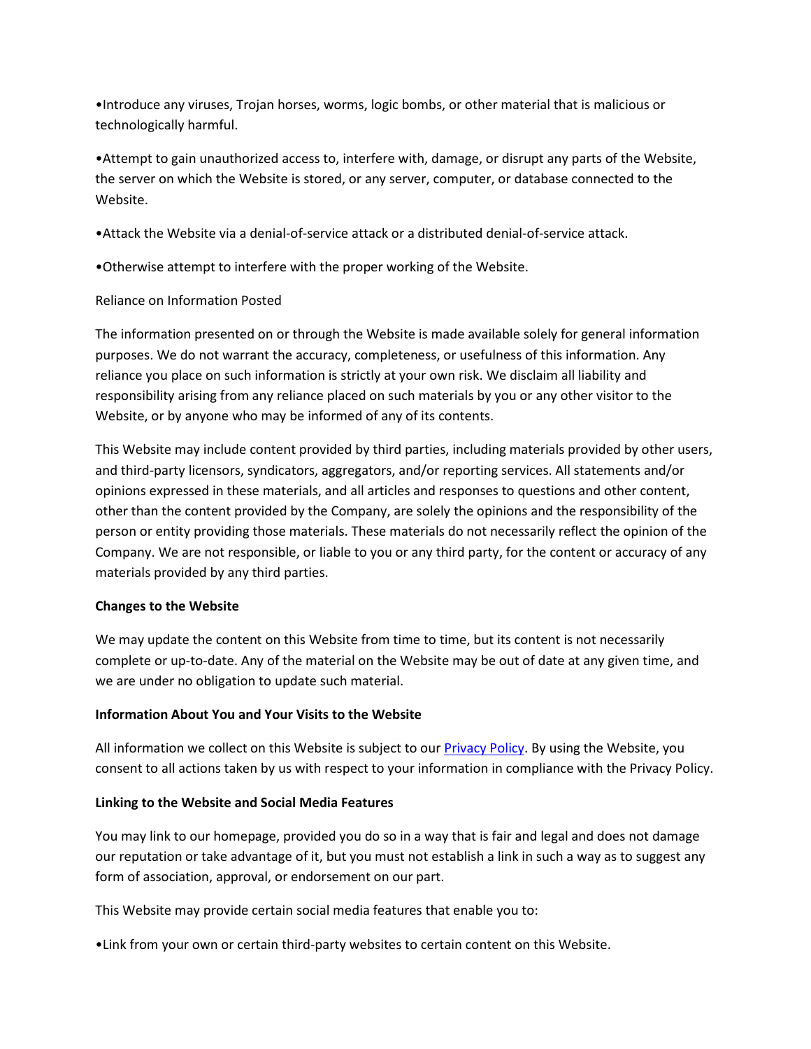•Introduce any viruses, Trojan horses, worms, logic bombs, or other material that is malicious or technologically harmful.

•Attempt to gain unauthorized access to, interfere with, damage, or disrupt any parts of the Website, the server on which the Website is stored, or any server, computer, or database connected to the Website.

•Attack the Website via a denial-of-service attack or a distributed denial-of-service attack.

•Otherwise attempt to interfere with the proper working of the Website.

Reliance on Information Posted

The information presented on or through the Website is made available solely for general information purposes. We do not warrant the accuracy, completeness, or usefulness of this information. Any reliance you place on such information is strictly at your own risk. We disclaim all liability and responsibility arising from any reliance placed on such materials by you or any other visitor to the Website, or by anyone who may be informed of any of its contents.

This Website may include content provided by third parties, including materials provided by other users, and third-party licensors, syndicators, aggregators, and/or reporting services. All statements and/or opinions expressed in these materials, and all articles and responses to questions and other content, other than the content provided by the Company, are solely the opinions and the responsibility of the person or entity providing those materials. These materials do not necessarily reflect the opinion of the Company. We are not responsible, or liable to you or any third party, for the content or accuracy of any materials provided by any third parties.

**Changes to the Website**

We may update the content on this Website from time to time, but its content is not necessarily complete or up-to-date. Any of the material on the Website may be out of date at any given time, and we are under no obligation to update such material.

**Information About You and Your Visits to the Website**

All information we collect on this Website is subject to our [Privacy Policy](). By using the Website, you consent to all actions taken by us with respect to your information in compliance with the Privacy Policy.

**Linking to the Website and Social Media Features**

You may link to our homepage, provided you do so in a way that is fair and legal and does not damage our reputation or take advantage of it, but you must not establish a link in such a way as to suggest any form of association, approval, or endorsement on our part.

This Website may provide certain social media features that enable you to:

•Link from your own or certain third-party websites to certain content on this Website.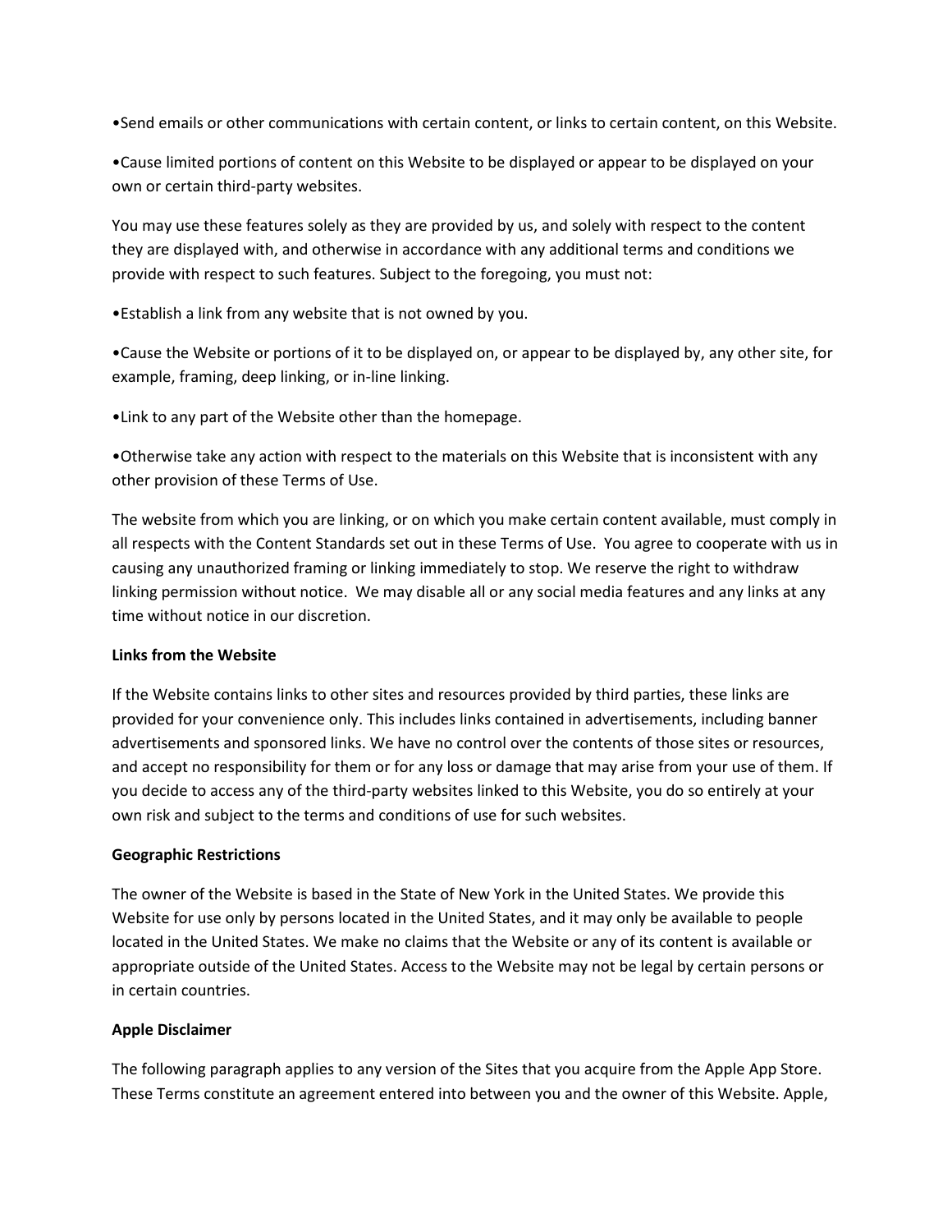•Send emails or other communications with certain content, or links to certain content, on this Website.

•Cause limited portions of content on this Website to be displayed or appear to be displayed on your own or certain third-party websites.

You may use these features solely as they are provided by us, and solely with respect to the content they are displayed with, and otherwise in accordance with any additional terms and conditions we provide with respect to such features. Subject to the foregoing, you must not:

•Establish a link from any website that is not owned by you.

•Cause the Website or portions of it to be displayed on, or appear to be displayed by, any other site, for example, framing, deep linking, or in-line linking.

•Link to any part of the Website other than the homepage.

•Otherwise take any action with respect to the materials on this Website that is inconsistent with any other provision of these Terms of Use.

The website from which you are linking, or on which you make certain content available, must comply in all respects with the Content Standards set out in these Terms of Use. You agree to cooperate with us in causing any unauthorized framing or linking immediately to stop. We reserve the right to withdraw linking permission without notice. We may disable all or any social media features and any links at any time without notice in our discretion.

**Links from the Website**

If the Website contains links to other sites and resources provided by third parties, these links are provided for your convenience only. This includes links contained in advertisements, including banner advertisements and sponsored links. We have no control over the contents of those sites or resources, and accept no responsibility for them or for any loss or damage that may arise from your use of them. If you decide to access any of the third-party websites linked to this Website, you do so entirely at your own risk and subject to the terms and conditions of use for such websites.

**Geographic Restrictions**

The owner of the Website is based in the State of New York in the United States. We provide this Website for use only by persons located in the United States, and it may only be available to people located in the United States. We make no claims that the Website or any of its content is available or appropriate outside of the United States. Access to the Website may not be legal by certain persons or in certain countries.

**Apple Disclaimer**

The following paragraph applies to any version of the Sites that you acquire from the Apple App Store. These Terms constitute an agreement entered into between you and the owner of this Website. Apple,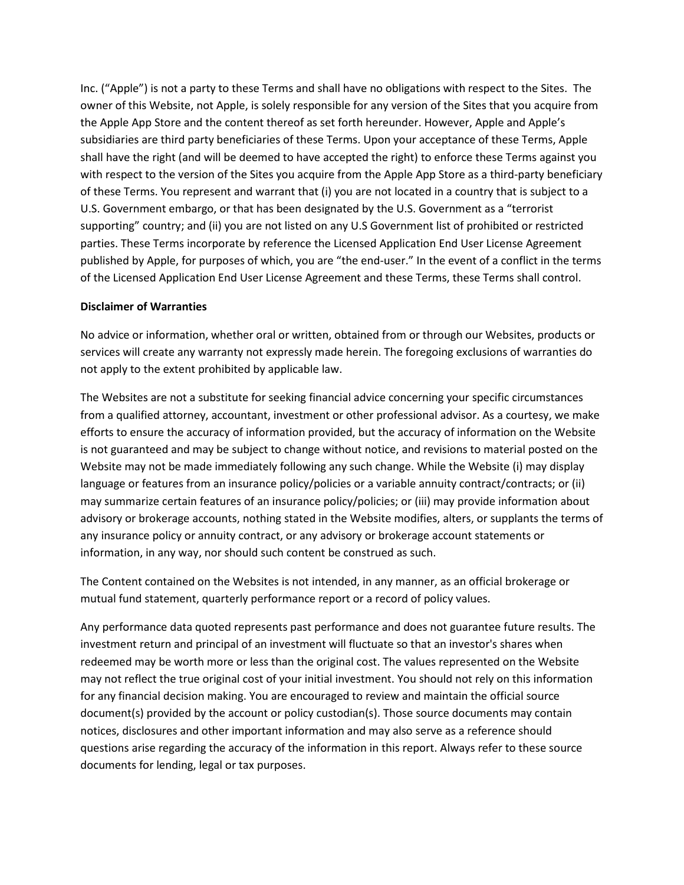Inc. (“Apple”) is not a party to these Terms and shall have no obligations with respect to the Sites. The owner of this Website, not Apple, is solely responsible for any version of the Sites that you acquire from the Apple App Store and the content thereof as set forth hereunder. However, Apple and Apple’s subsidiaries are third party beneficiaries of these Terms. Upon your acceptance of these Terms, Apple shall have the right (and will be deemed to have accepted the right) to enforce these Terms against you with respect to the version of the Sites you acquire from the Apple App Store as a third-party beneficiary of these Terms. You represent and warrant that (i) you are not located in a country that is subject to a U.S. Government embargo, or that has been designated by the U.S. Government as a “terrorist supporting” country; and (ii) you are not listed on any U.S Government list of prohibited or restricted parties. These Terms incorporate by reference the Licensed Application End User License Agreement published by Apple, for purposes of which, you are “the end-user.” In the event of a conflict in the terms of the Licensed Application End User License Agreement and these Terms, these Terms shall control.

**Disclaimer of Warranties**

No advice or information, whether oral or written, obtained from or through our Websites, products or services will create any warranty not expressly made herein. The foregoing exclusions of warranties do not apply to the extent prohibited by applicable law.

The Websites are not a substitute for seeking financial advice concerning your specific circumstances from a qualified attorney, accountant, investment or other professional advisor. As a courtesy, we make efforts to ensure the accuracy of information provided, but the accuracy of information on the Website is not guaranteed and may be subject to change without notice, and revisions to material posted on the Website may not be made immediately following any such change. While the Website (i) may display language or features from an insurance policy/policies or a variable annuity contract/contracts; or (ii) may summarize certain features of an insurance policy/policies; or (iii) may provide information about advisory or brokerage accounts, nothing stated in the Website modifies, alters, or supplants the terms of any insurance policy or annuity contract, or any advisory or brokerage account statements or information, in any way, nor should such content be construed as such.

The Content contained on the Websites is not intended, in any manner, as an official brokerage or mutual fund statement, quarterly performance report or a record of policy values.

Any performance data quoted represents past performance and does not guarantee future results. The investment return and principal of an investment will fluctuate so that an investor's shares when redeemed may be worth more or less than the original cost. The values represented on the Website may not reflect the true original cost of your initial investment. You should not rely on this information for any financial decision making. You are encouraged to review and maintain the official source document(s) provided by the account or policy custodian(s). Those source documents may contain notices, disclosures and other important information and may also serve as a reference should questions arise regarding the accuracy of the information in this report. Always refer to these source documents for lending, legal or tax purposes.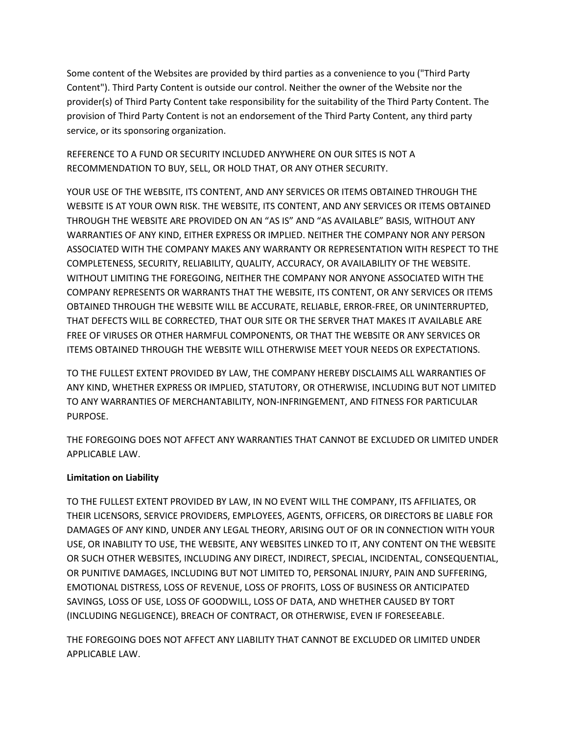Some content of the Websites are provided by third parties as a convenience to you ("Third Party Content"). Third Party Content is outside our control. Neither the owner of the Website nor the provider(s) of Third Party Content take responsibility for the suitability of the Third Party Content. The provision of Third Party Content is not an endorsement of the Third Party Content, any third party service, or its sponsoring organization.

REFERENCE TO A FUND OR SECURITY INCLUDED ANYWHERE ON OUR SITES IS NOT A RECOMMENDATION TO BUY, SELL, OR HOLD THAT, OR ANY OTHER SECURITY.

YOUR USE OF THE WEBSITE, ITS CONTENT, AND ANY SERVICES OR ITEMS OBTAINED THROUGH THE WEBSITE IS AT YOUR OWN RISK. THE WEBSITE, ITS CONTENT, AND ANY SERVICES OR ITEMS OBTAINED THROUGH THE WEBSITE ARE PROVIDED ON AN “AS IS” AND “AS AVAILABLE” BASIS, WITHOUT ANY WARRANTIES OF ANY KIND, EITHER EXPRESS OR IMPLIED. NEITHER THE COMPANY NOR ANY PERSON ASSOCIATED WITH THE COMPANY MAKES ANY WARRANTY OR REPRESENTATION WITH RESPECT TO THE COMPLETENESS, SECURITY, RELIABILITY, QUALITY, ACCURACY, OR AVAILABILITY OF THE WEBSITE. WITHOUT LIMITING THE FOREGOING, NEITHER THE COMPANY NOR ANYONE ASSOCIATED WITH THE COMPANY REPRESENTS OR WARRANTS THAT THE WEBSITE, ITS CONTENT, OR ANY SERVICES OR ITEMS OBTAINED THROUGH THE WEBSITE WILL BE ACCURATE, RELIABLE, ERROR-FREE, OR UNINTERRUPTED, THAT DEFECTS WILL BE CORRECTED, THAT OUR SITE OR THE SERVER THAT MAKES IT AVAILABLE ARE FREE OF VIRUSES OR OTHER HARMFUL COMPONENTS, OR THAT THE WEBSITE OR ANY SERVICES OR ITEMS OBTAINED THROUGH THE WEBSITE WILL OTHERWISE MEET YOUR NEEDS OR EXPECTATIONS.

TO THE FULLEST EXTENT PROVIDED BY LAW, THE COMPANY HEREBY DISCLAIMS ALL WARRANTIES OF ANY KIND, WHETHER EXPRESS OR IMPLIED, STATUTORY, OR OTHERWISE, INCLUDING BUT NOT LIMITED TO ANY WARRANTIES OF MERCHANTABILITY, NON-INFRINGEMENT, AND FITNESS FOR PARTICULAR PURPOSE.

THE FOREGOING DOES NOT AFFECT ANY WARRANTIES THAT CANNOT BE EXCLUDED OR LIMITED UNDER APPLICABLE LAW.

**Limitation on Liability**

TO THE FULLEST EXTENT PROVIDED BY LAW, IN NO EVENT WILL THE COMPANY, ITS AFFILIATES, OR THEIR LICENSORS, SERVICE PROVIDERS, EMPLOYEES, AGENTS, OFFICERS, OR DIRECTORS BE LIABLE FOR DAMAGES OF ANY KIND, UNDER ANY LEGAL THEORY, ARISING OUT OF OR IN CONNECTION WITH YOUR USE, OR INABILITY TO USE, THE WEBSITE, ANY WEBSITES LINKED TO IT, ANY CONTENT ON THE WEBSITE OR SUCH OTHER WEBSITES, INCLUDING ANY DIRECT, INDIRECT, SPECIAL, INCIDENTAL, CONSEQUENTIAL, OR PUNITIVE DAMAGES, INCLUDING BUT NOT LIMITED TO, PERSONAL INJURY, PAIN AND SUFFERING, EMOTIONAL DISTRESS, LOSS OF REVENUE, LOSS OF PROFITS, LOSS OF BUSINESS OR ANTICIPATED SAVINGS, LOSS OF USE, LOSS OF GOODWILL, LOSS OF DATA, AND WHETHER CAUSED BY TORT (INCLUDING NEGLIGENCE), BREACH OF CONTRACT, OR OTHERWISE, EVEN IF FORESEEABLE.

THE FOREGOING DOES NOT AFFECT ANY LIABILITY THAT CANNOT BE EXCLUDED OR LIMITED UNDER APPLICABLE LAW.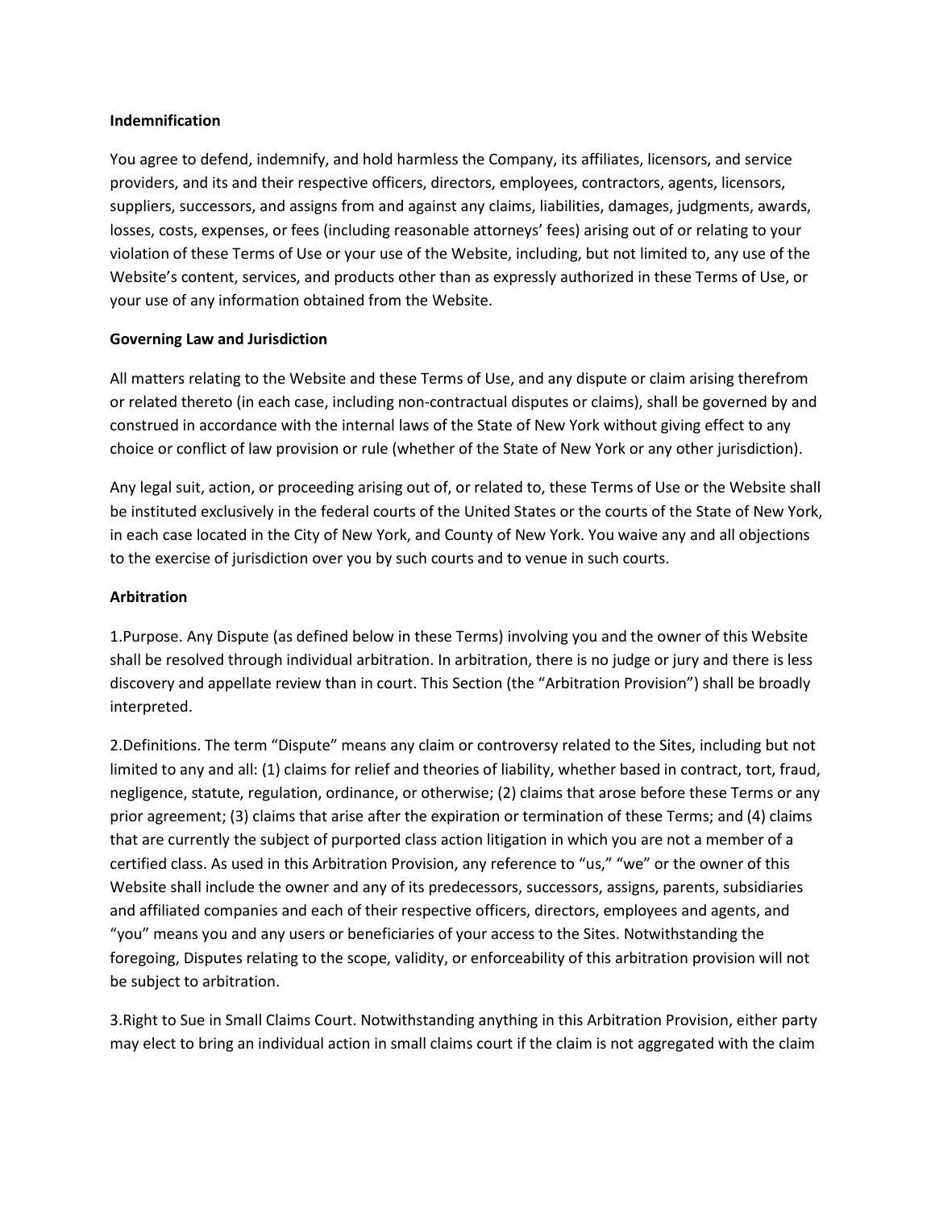**Indemnification**

You agree to defend, indemnify, and hold harmless the Company, its affiliates, licensors, and service providers, and its and their respective officers, directors, employees, contractors, agents, licensors, suppliers, successors, and assigns from and against any claims, liabilities, damages, judgments, awards, losses, costs, expenses, or fees (including reasonable attorneys' fees) arising out of or relating to your violation of these Terms of Use or your use of the Website, including, but not limited to, any use of the Website's content, services, and products other than as expressly authorized in these Terms of Use, or your use of any information obtained from the Website.

**Governing Law and Jurisdiction**

All matters relating to the Website and these Terms of Use, and any dispute or claim arising therefrom or related thereto (in each case, including non-contractual disputes or claims), shall be governed by and construed in accordance with the internal laws of the State of New York without giving effect to any choice or conflict of law provision or rule (whether of the State of New York or any other jurisdiction).

Any legal suit, action, or proceeding arising out of, or related to, these Terms of Use or the Website shall be instituted exclusively in the federal courts of the United States or the courts of the State of New York, in each case located in the City of New York, and County of New York. You waive any and all objections to the exercise of jurisdiction over you by such courts and to venue in such courts.

**Arbitration**

1.Purpose. Any Dispute (as defined below in these Terms) involving you and the owner of this Website shall be resolved through individual arbitration. In arbitration, there is no judge or jury and there is less discovery and appellate review than in court. This Section (the "Arbitration Provision") shall be broadly interpreted.

2.Definitions. The term "Dispute" means any claim or controversy related to the Sites, including but not limited to any and all: (1) claims for relief and theories of liability, whether based in contract, tort, fraud, negligence, statute, regulation, ordinance, or otherwise; (2) claims that arose before these Terms or any prior agreement; (3) claims that arise after the expiration or termination of these Terms; and (4) claims that are currently the subject of purported class action litigation in which you are not a member of a certified class. As used in this Arbitration Provision, any reference to "us," "we" or the owner of this Website shall include the owner and any of its predecessors, successors, assigns, parents, subsidiaries and affiliated companies and each of their respective officers, directors, employees and agents, and "you" means you and any users or beneficiaries of your access to the Sites. Notwithstanding the foregoing, Disputes relating to the scope, validity, or enforceability of this arbitration provision will not be subject to arbitration.

3.Right to Sue in Small Claims Court. Notwithstanding anything in this Arbitration Provision, either party may elect to bring an individual action in small claims court if the claim is not aggregated with the claim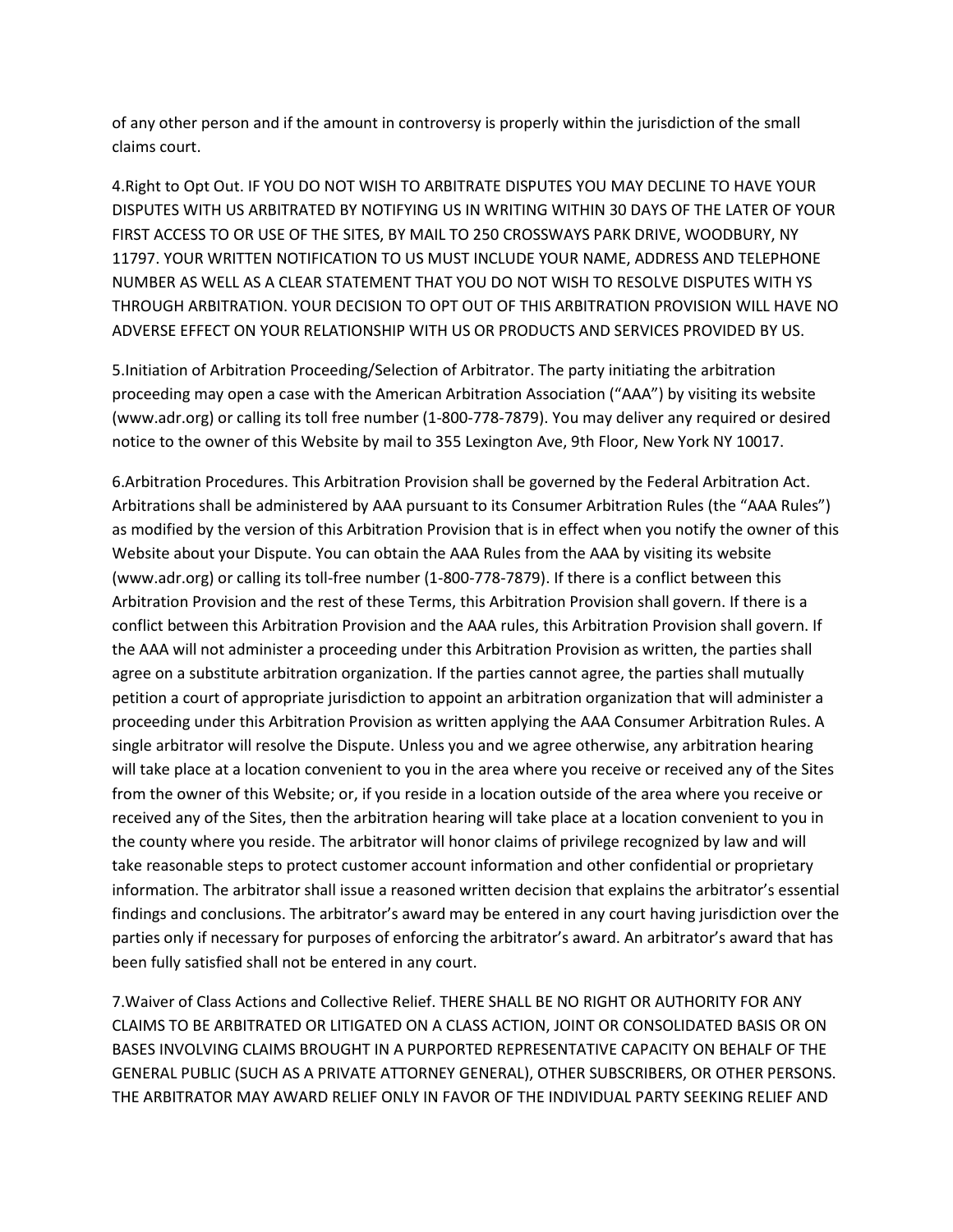of any other person and if the amount in controversy is properly within the jurisdiction of the small claims court.

4.Right to Opt Out. IF YOU DO NOT WISH TO ARBITRATE DISPUTES YOU MAY DECLINE TO HAVE YOUR DISPUTES WITH US ARBITRATED BY NOTIFYING US IN WRITING WITHIN 30 DAYS OF THE LATER OF YOUR FIRST ACCESS TO OR USE OF THE SITES, BY MAIL TO 250 CROSSWAYS PARK DRIVE, WOODBURY, NY 11797. YOUR WRITTEN NOTIFICATION TO US MUST INCLUDE YOUR NAME, ADDRESS AND TELEPHONE NUMBER AS WELL AS A CLEAR STATEMENT THAT YOU DO NOT WISH TO RESOLVE DISPUTES WITH YS THROUGH ARBITRATION. YOUR DECISION TO OPT OUT OF THIS ARBITRATION PROVISION WILL HAVE NO ADVERSE EFFECT ON YOUR RELATIONSHIP WITH US OR PRODUCTS AND SERVICES PROVIDED BY US.

5.Initiation of Arbitration Proceeding/Selection of Arbitrator. The party initiating the arbitration proceeding may open a case with the American Arbitration Association ("AAA") by visiting its website (www.adr.org) or calling its toll free number (1-800-778-7879). You may deliver any required or desired notice to the owner of this Website by mail to 355 Lexington Ave, 9th Floor, New York NY 10017.

6.Arbitration Procedures. This Arbitration Provision shall be governed by the Federal Arbitration Act. Arbitrations shall be administered by AAA pursuant to its Consumer Arbitration Rules (the "AAA Rules") as modified by the version of this Arbitration Provision that is in effect when you notify the owner of this Website about your Dispute. You can obtain the AAA Rules from the AAA by visiting its website (www.adr.org) or calling its toll-free number (1-800-778-7879). If there is a conflict between this Arbitration Provision and the rest of these Terms, this Arbitration Provision shall govern. If there is a conflict between this Arbitration Provision and the AAA rules, this Arbitration Provision shall govern. If the AAA will not administer a proceeding under this Arbitration Provision as written, the parties shall agree on a substitute arbitration organization. If the parties cannot agree, the parties shall mutually petition a court of appropriate jurisdiction to appoint an arbitration organization that will administer a proceeding under this Arbitration Provision as written applying the AAA Consumer Arbitration Rules. A single arbitrator will resolve the Dispute. Unless you and we agree otherwise, any arbitration hearing will take place at a location convenient to you in the area where you receive or received any of the Sites from the owner of this Website; or, if you reside in a location outside of the area where you receive or received any of the Sites, then the arbitration hearing will take place at a location convenient to you in the county where you reside. The arbitrator will honor claims of privilege recognized by law and will take reasonable steps to protect customer account information and other confidential or proprietary information. The arbitrator shall issue a reasoned written decision that explains the arbitrator's essential findings and conclusions. The arbitrator's award may be entered in any court having jurisdiction over the parties only if necessary for purposes of enforcing the arbitrator's award. An arbitrator's award that has been fully satisfied shall not be entered in any court.

7.Waiver of Class Actions and Collective Relief. THERE SHALL BE NO RIGHT OR AUTHORITY FOR ANY CLAIMS TO BE ARBITRATED OR LITIGATED ON A CLASS ACTION, JOINT OR CONSOLIDATED BASIS OR ON BASES INVOLVING CLAIMS BROUGHT IN A PURPORTED REPRESENTATIVE CAPACITY ON BEHALF OF THE GENERAL PUBLIC (SUCH AS A PRIVATE ATTORNEY GENERAL), OTHER SUBSCRIBERS, OR OTHER PERSONS. THE ARBITRATOR MAY AWARD RELIEF ONLY IN FAVOR OF THE INDIVIDUAL PARTY SEEKING RELIEF AND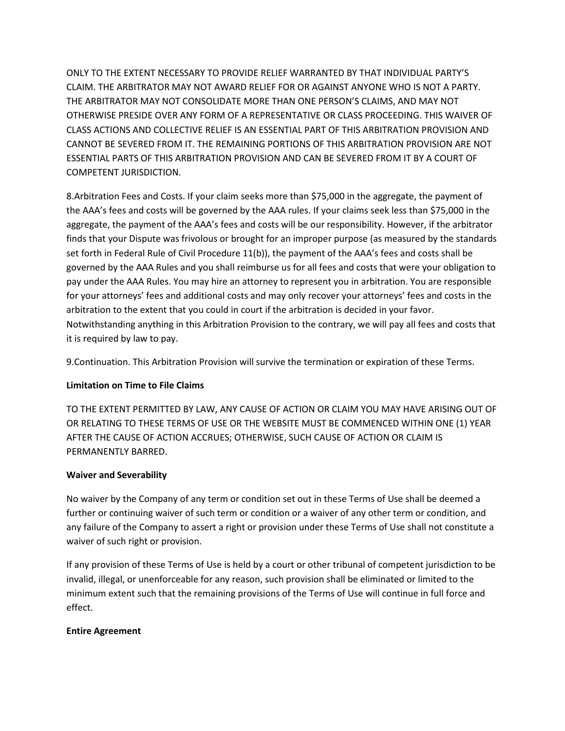ONLY TO THE EXTENT NECESSARY TO PROVIDE RELIEF WARRANTED BY THAT INDIVIDUAL PARTY'S CLAIM. THE ARBITRATOR MAY NOT AWARD RELIEF FOR OR AGAINST ANYONE WHO IS NOT A PARTY. THE ARBITRATOR MAY NOT CONSOLIDATE MORE THAN ONE PERSON'S CLAIMS, AND MAY NOT OTHERWISE PRESIDE OVER ANY FORM OF A REPRESENTATIVE OR CLASS PROCEEDING. THIS WAIVER OF CLASS ACTIONS AND COLLECTIVE RELIEF IS AN ESSENTIAL PART OF THIS ARBITRATION PROVISION AND CANNOT BE SEVERED FROM IT. THE REMAINING PORTIONS OF THIS ARBITRATION PROVISION ARE NOT ESSENTIAL PARTS OF THIS ARBITRATION PROVISION AND CAN BE SEVERED FROM IT BY A COURT OF COMPETENT JURISDICTION.

8.Arbitration Fees and Costs. If your claim seeks more than $75,000 in the aggregate, the payment of the AAA's fees and costs will be governed by the AAA rules. If your claims seek less than $75,000 in the aggregate, the payment of the AAA's fees and costs will be our responsibility. However, if the arbitrator finds that your Dispute was frivolous or brought for an improper purpose (as measured by the standards set forth in Federal Rule of Civil Procedure 11(b)), the payment of the AAA's fees and costs shall be governed by the AAA Rules and you shall reimburse us for all fees and costs that were your obligation to pay under the AAA Rules. You may hire an attorney to represent you in arbitration. You are responsible for your attorneys' fees and additional costs and may only recover your attorneys' fees and costs in the arbitration to the extent that you could in court if the arbitration is decided in your favor. Notwithstanding anything in this Arbitration Provision to the contrary, we will pay all fees and costs that it is required by law to pay.

9.Continuation. This Arbitration Provision will survive the termination or expiration of these Terms.

**Limitation on Time to File Claims**

TO THE EXTENT PERMITTED BY LAW, ANY CAUSE OF ACTION OR CLAIM YOU MAY HAVE ARISING OUT OF OR RELATING TO THESE TERMS OF USE OR THE WEBSITE MUST BE COMMENCED WITHIN ONE (1) YEAR AFTER THE CAUSE OF ACTION ACCRUES; OTHERWISE, SUCH CAUSE OF ACTION OR CLAIM IS PERMANENTLY BARRED.

**Waiver and Severability**

No waiver by the Company of any term or condition set out in these Terms of Use shall be deemed a further or continuing waiver of such term or condition or a waiver of any other term or condition, and any failure of the Company to assert a right or provision under these Terms of Use shall not constitute a waiver of such right or provision.

If any provision of these Terms of Use is held by a court or other tribunal of competent jurisdiction to be invalid, illegal, or unenforceable for any reason, such provision shall be eliminated or limited to the minimum extent such that the remaining provisions of the Terms of Use will continue in full force and effect.

**Entire Agreement**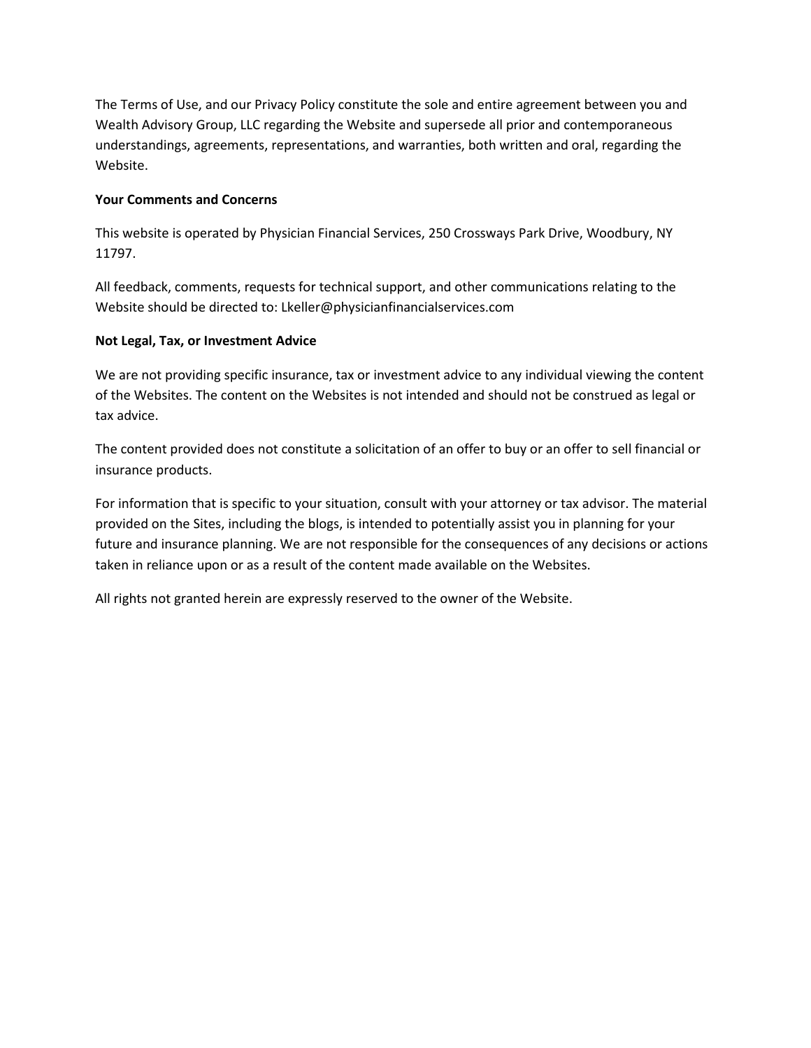The Terms of Use, and our Privacy Policy constitute the sole and entire agreement between you and Wealth Advisory Group, LLC regarding the Website and supersede all prior and contemporaneous understandings, agreements, representations, and warranties, both written and oral, regarding the Website.

**Your Comments and Concerns**

This website is operated by Physician Financial Services, 250 Crossways Park Drive, Woodbury, NY 11797.

All feedback, comments, requests for technical support, and other communications relating to the Website should be directed to: Lkeller@physicianfinancialservices.com

**Not Legal, Tax, or Investment Advice**

We are not providing specific insurance, tax or investment advice to any individual viewing the content of the Websites. The content on the Websites is not intended and should not be construed as legal or tax advice.

The content provided does not constitute a solicitation of an offer to buy or an offer to sell financial or insurance products.

For information that is specific to your situation, consult with your attorney or tax advisor. The material provided on the Sites, including the blogs, is intended to potentially assist you in planning for your future and insurance planning. We are not responsible for the consequences of any decisions or actions taken in reliance upon or as a result of the content made available on the Websites.

All rights not granted herein are expressly reserved to the owner of the Website.